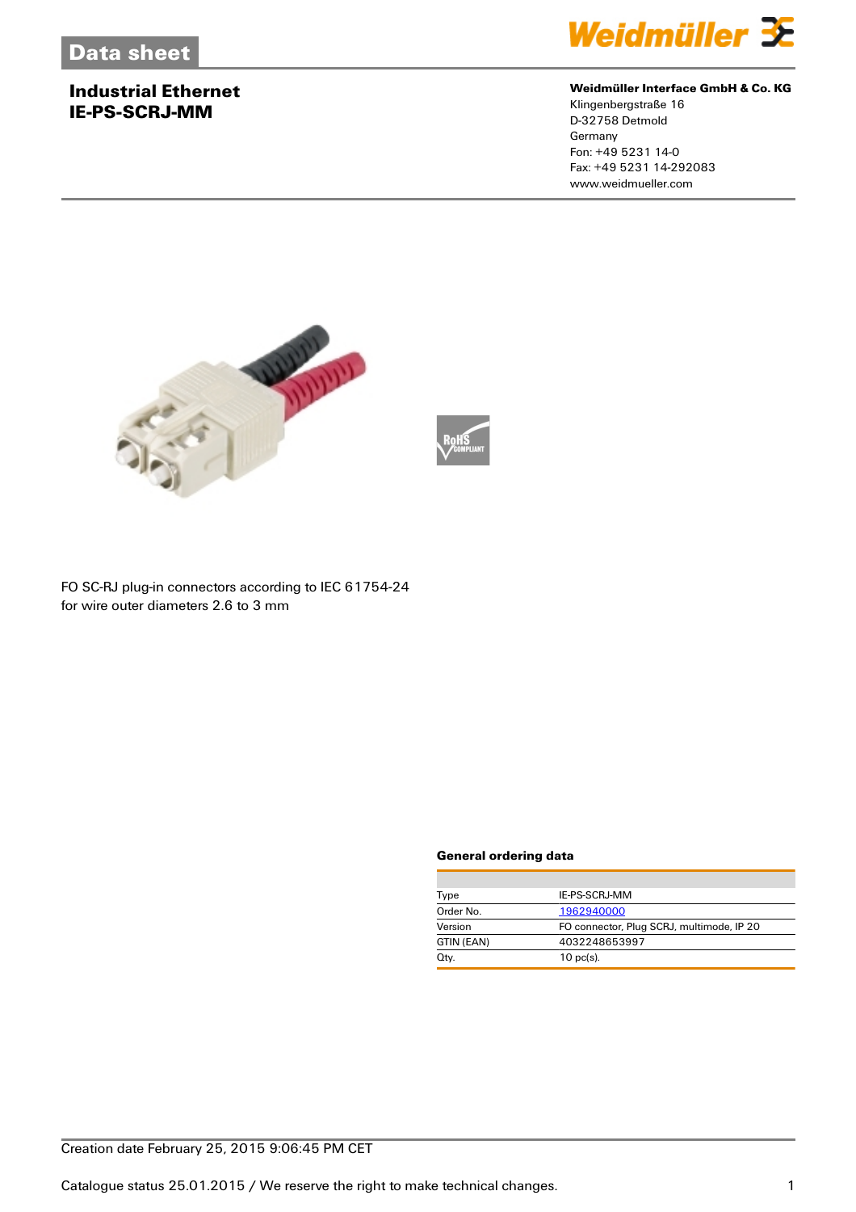# Data sheet

## Industrial Ethernet
## IE-PS-SCRJ-MM

**Weidmüller Interface GmbH & Co. KG**
Klingenbergstraße 16
D-32758 Detmold
Germany
Fon: +49 5231 14-0
Fax: +49 5231 14-292083
www.weidmueller.com

FO SC-RJ plug-in connectors according to IEC 61754-24
for wire outer diameters 2.6 to 3 mm

### General ordering data

| | |
|---|---|
| Type | IE-PS-SCRJ-MM |
| Order No. | 1962940000 |
| Version | FO connector, Plug SCRJ, multimode, IP 20 |
| GTIN (EAN) | 4032248653997 |
| Qty. | 10 pc(s). |

Creation date February 25, 2015 9:06:45 PM CET

Catalogue status 25.01.2015 / We reserve the right to make technical changes.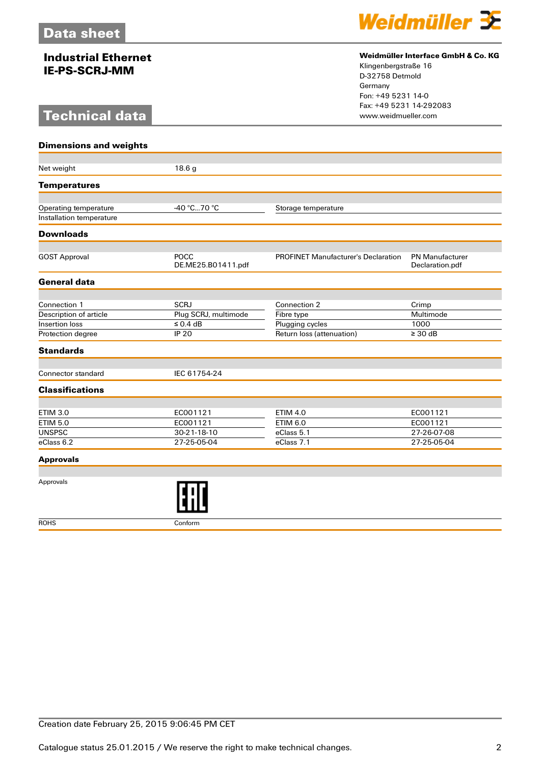# Data sheet

## Industrial Ethernet
## IE-PS-SCRJ-MM

**Weidmüller Interface GmbH & Co. KG**
Klingenbergstraße 16
D-32758 Detmold
Germany
Fon: +49 5231 14-0
Fax: +49 5231 14-292083
www.weidmueller.com

# Technical data

### Dimensions and weights

| | |
|---|---|
| Net weight | 18.6 g |

### Temperatures

| | | | |
|---|---|---|---|
| Operating temperature | -40 °C...70 °C | Storage temperature | |
| Installation temperature | | | |

### Downloads

| | | | |
|---|---|---|---|
| GOST Approval | POCC DE.ME25.B01411.pdf | PROFINET Manufacturer's Declaration | PN Manufacturer Declaration.pdf |

### General data

| | | | |
|---|---|---|---|
| Connection 1 | SCRJ | Connection 2 | Crimp |
| Description of article | Plug SCRJ, multimode | Fibre type | Multimode |
| Insertion loss | ≤ 0.4 dB | Plugging cycles | 1000 |
| Protection degree | IP 20 | Return loss (attenuation) | ≥ 30 dB |

### Standards

| | |
|---|---|
| Connector standard | IEC 61754-24 |

### Classifications

| | | | |
|---|---|---|---|
| ETIM 3.0 | EC001121 | ETIM 4.0 | EC001121 |
| ETIM 5.0 | EC001121 | ETIM 6.0 | EC001121 |
| UNSPSC | 30-21-18-10 | eClass 5.1 | 27-26-07-08 |
| eClass 6.2 | 27-25-05-04 | eClass 7.1 | 27-25-05-04 |

### Approvals

| | |
|---|---|
| Approvals | EAC |
| ROHS | Conform |

Creation date February 25, 2015 9:06:45 PM CET

Catalogue status 25.01.2015 / We reserve the right to make technical changes.